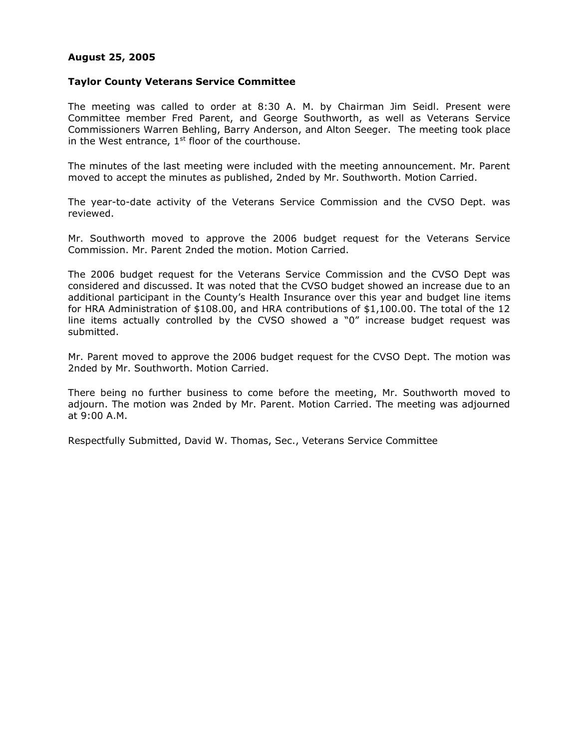**August 25, 2005**

**Taylor County Veterans Service Committee**

The meeting was called to order at 8:30 A. M. by Chairman Jim Seidl. Present were Committee member Fred Parent, and George Southworth, as well as Veterans Service Commissioners Warren Behling, Barry Anderson, and Alton Seeger. The meeting took place in the West entrance, 1st floor of the courthouse.

The minutes of the last meeting were included with the meeting announcement. Mr. Parent moved to accept the minutes as published, 2nded by Mr. Southworth. Motion Carried.

The year-to-date activity of the Veterans Service Commission and the CVSO Dept. was reviewed.

Mr. Southworth moved to approve the 2006 budget request for the Veterans Service Commission. Mr. Parent 2nded the motion. Motion Carried.

The 2006 budget request for the Veterans Service Commission and the CVSO Dept was considered and discussed. It was noted that the CVSO budget showed an increase due to an additional participant in the County's Health Insurance over this year and budget line items for HRA Administration of $108.00, and HRA contributions of $1,100.00. The total of the 12 line items actually controlled by the CVSO showed a "0" increase budget request was submitted.

Mr. Parent moved to approve the 2006 budget request for the CVSO Dept. The motion was 2nded by Mr. Southworth. Motion Carried.

There being no further business to come before the meeting, Mr. Southworth moved to adjourn. The motion was 2nded by Mr. Parent. Motion Carried. The meeting was adjourned at 9:00 A.M.

Respectfully Submitted, David W. Thomas, Sec., Veterans Service Committee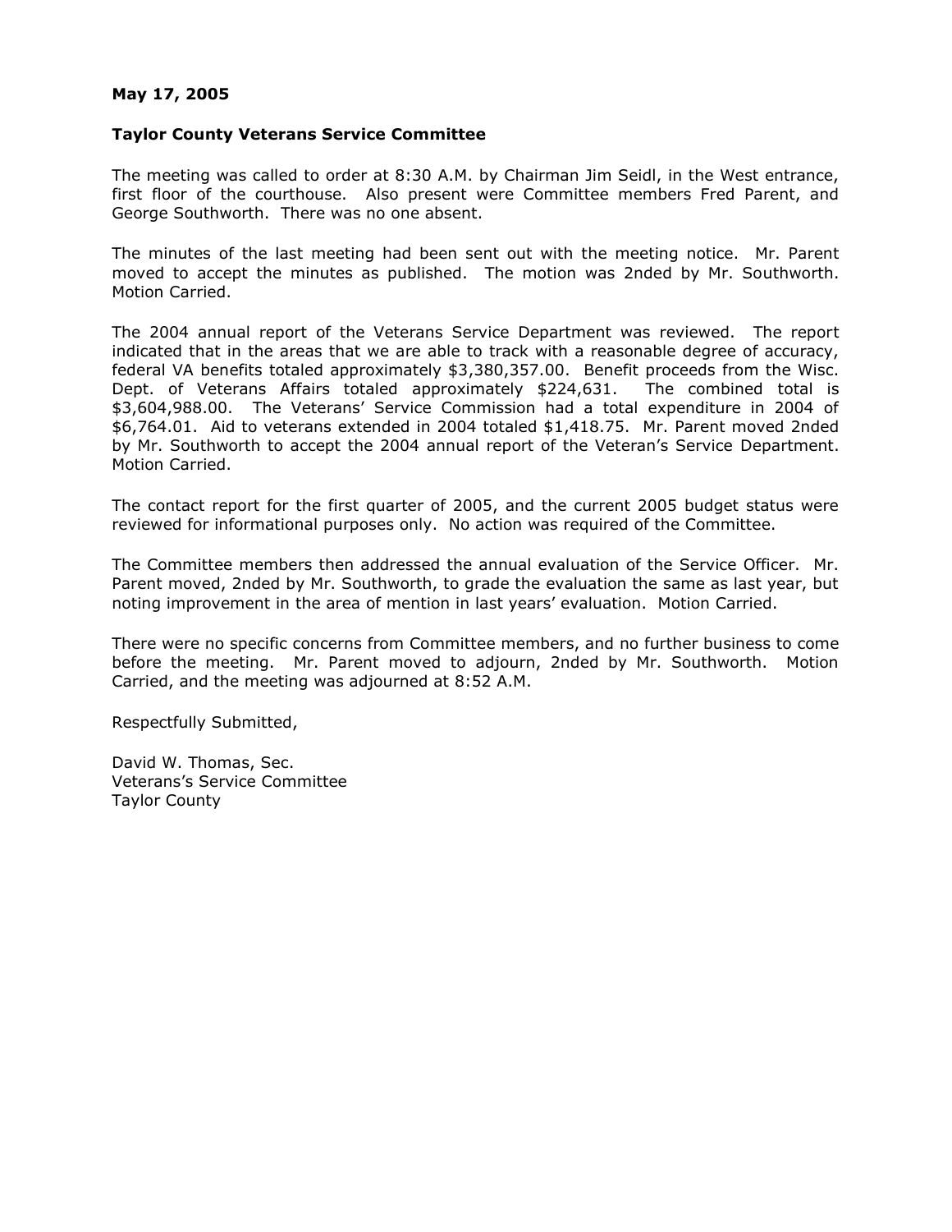**May 17, 2005**

**Taylor County Veterans Service Committee**

The meeting was called to order at 8:30 A.M. by Chairman Jim Seidl, in the West entrance, first floor of the courthouse. Also present were Committee members Fred Parent, and George Southworth. There was no one absent.

The minutes of the last meeting had been sent out with the meeting notice. Mr. Parent moved to accept the minutes as published. The motion was 2nded by Mr. Southworth. Motion Carried.

The 2004 annual report of the Veterans Service Department was reviewed. The report indicated that in the areas that we are able to track with a reasonable degree of accuracy, federal VA benefits totaled approximately $3,380,357.00. Benefit proceeds from the Wisc. Dept. of Veterans Affairs totaled approximately $224,631. The combined total is $3,604,988.00. The Veterans' Service Commission had a total expenditure in 2004 of $6,764.01. Aid to veterans extended in 2004 totaled $1,418.75. Mr. Parent moved 2nded by Mr. Southworth to accept the 2004 annual report of the Veteran's Service Department. Motion Carried.

The contact report for the first quarter of 2005, and the current 2005 budget status were reviewed for informational purposes only. No action was required of the Committee.

The Committee members then addressed the annual evaluation of the Service Officer. Mr. Parent moved, 2nded by Mr. Southworth, to grade the evaluation the same as last year, but noting improvement in the area of mention in last years' evaluation. Motion Carried.

There were no specific concerns from Committee members, and no further business to come before the meeting. Mr. Parent moved to adjourn, 2nded by Mr. Southworth. Motion Carried, and the meeting was adjourned at 8:52 A.M.

Respectfully Submitted,

David W. Thomas, Sec.
Veterans's Service Committee
Taylor County